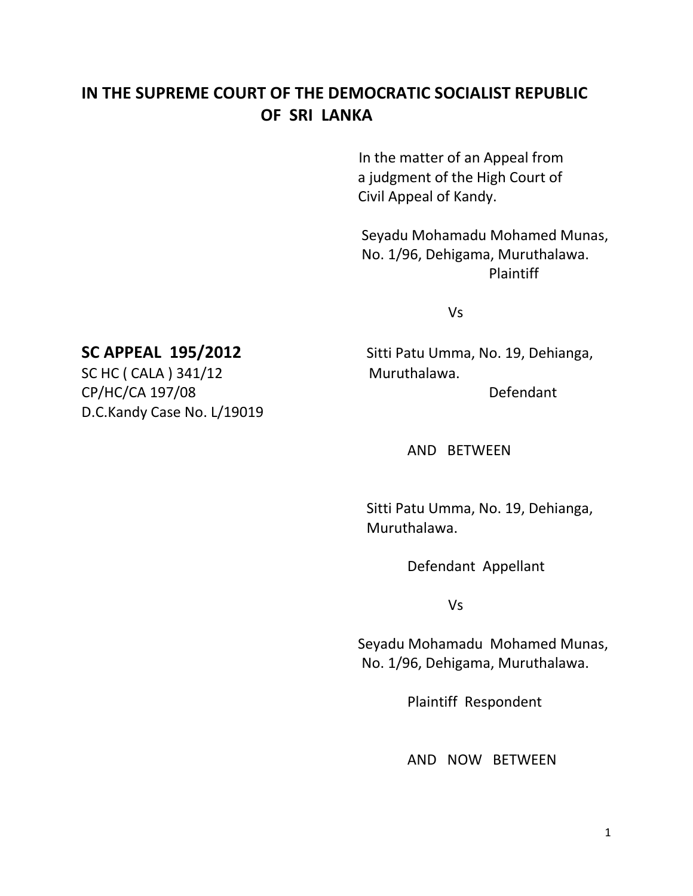# IN THE SUPREME COURT OF THE DEMOCRATIC SOCIALIST REPUBLIC OF SRI LANKA

In the matter of an Appeal from a judgment of the High Court of Civil Appeal of Kandy.

Seyadu Mohamadu Mohamed Munas,
No. 1/96, Dehigama, Muruthalawa.

Plaintiff

Vs

**SC APPEAL 195/2012**
SC HC ( CALA ) 341/12
CP/HC/CA 197/08
D.C.Kandy Case No. L/19019

Sitti Patu Umma, No. 19, Dehianga,
Muruthalawa.

Defendant

AND BETWEEN

Sitti Patu Umma, No. 19, Dehianga,
Muruthalawa.

Defendant Appellant

Vs

Seyadu Mohamadu Mohamed Munas,
No. 1/96, Dehigama, Muruthalawa.

Plaintiff Respondent

AND NOW BETWEEN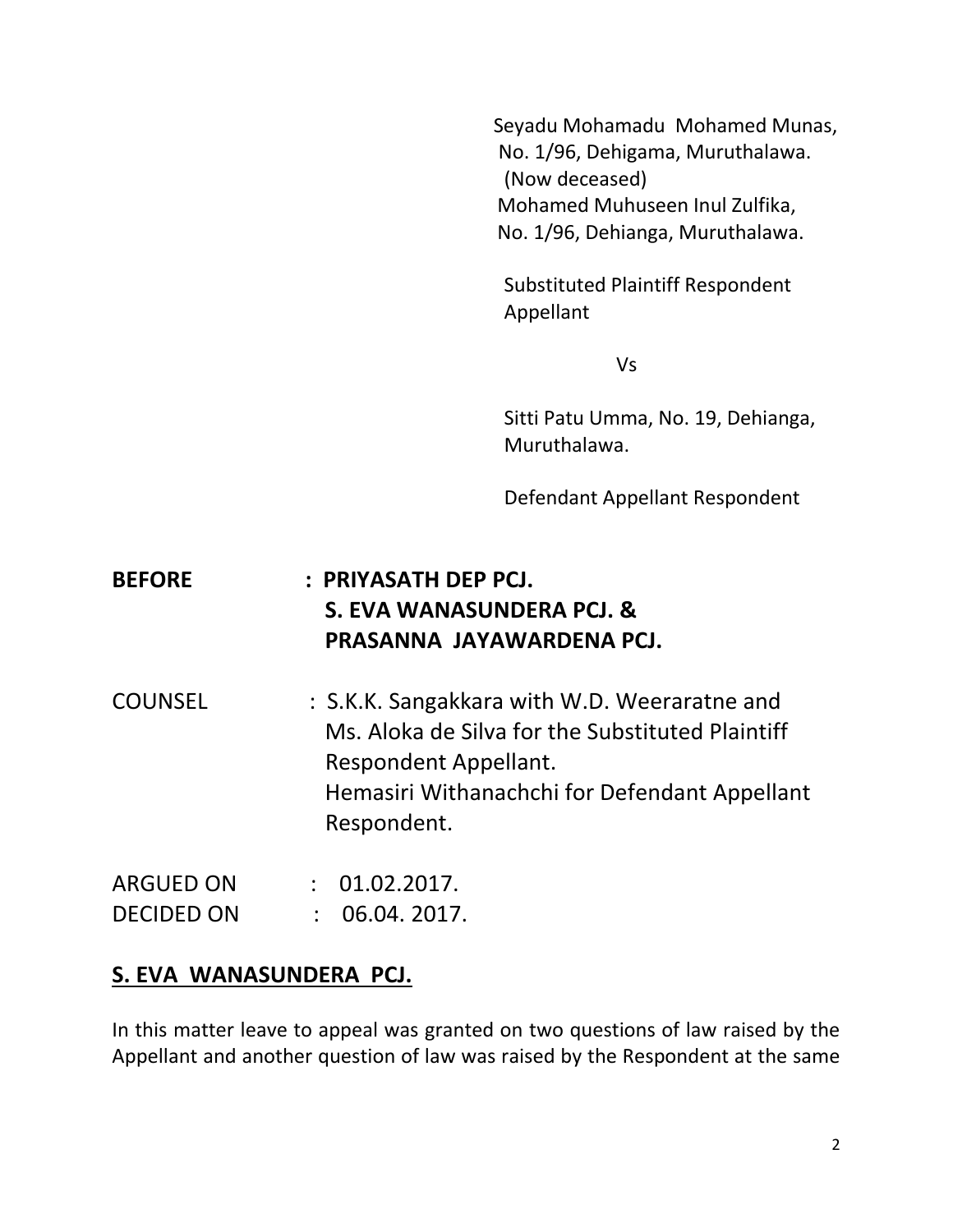Seyadu Mohamadu Mohamed Munas,
No. 1/96, Dehigama, Muruthalawa.
(Now deceased)
Mohamed Muhuseen Inul Zulfika,
No. 1/96, Dehianga, Muruthalawa.

Substituted Plaintiff Respondent
Appellant

Vs

Sitti Patu Umma, No. 19, Dehianga,
Muruthalawa.

Defendant Appellant Respondent

**BEFORE : PRIYASATH DEP PCJ.**
**S. EVA WANASUNDERA PCJ. &**
**PRASANNA JAYAWARDENA PCJ.**

COUNSEL : S.K.K. Sangakkara with W.D. Weeraratne and Ms. Aloka de Silva for the Substituted Plaintiff Respondent Appellant.
Hemasiri Withanachchi for Defendant Appellant Respondent.

ARGUED ON : 01.02.2017.
DECIDED ON : 06.04. 2017.

**S. EVA WANASUNDERA PCJ.**

In this matter leave to appeal was granted on two questions of law raised by the Appellant and another question of law was raised by the Respondent at the same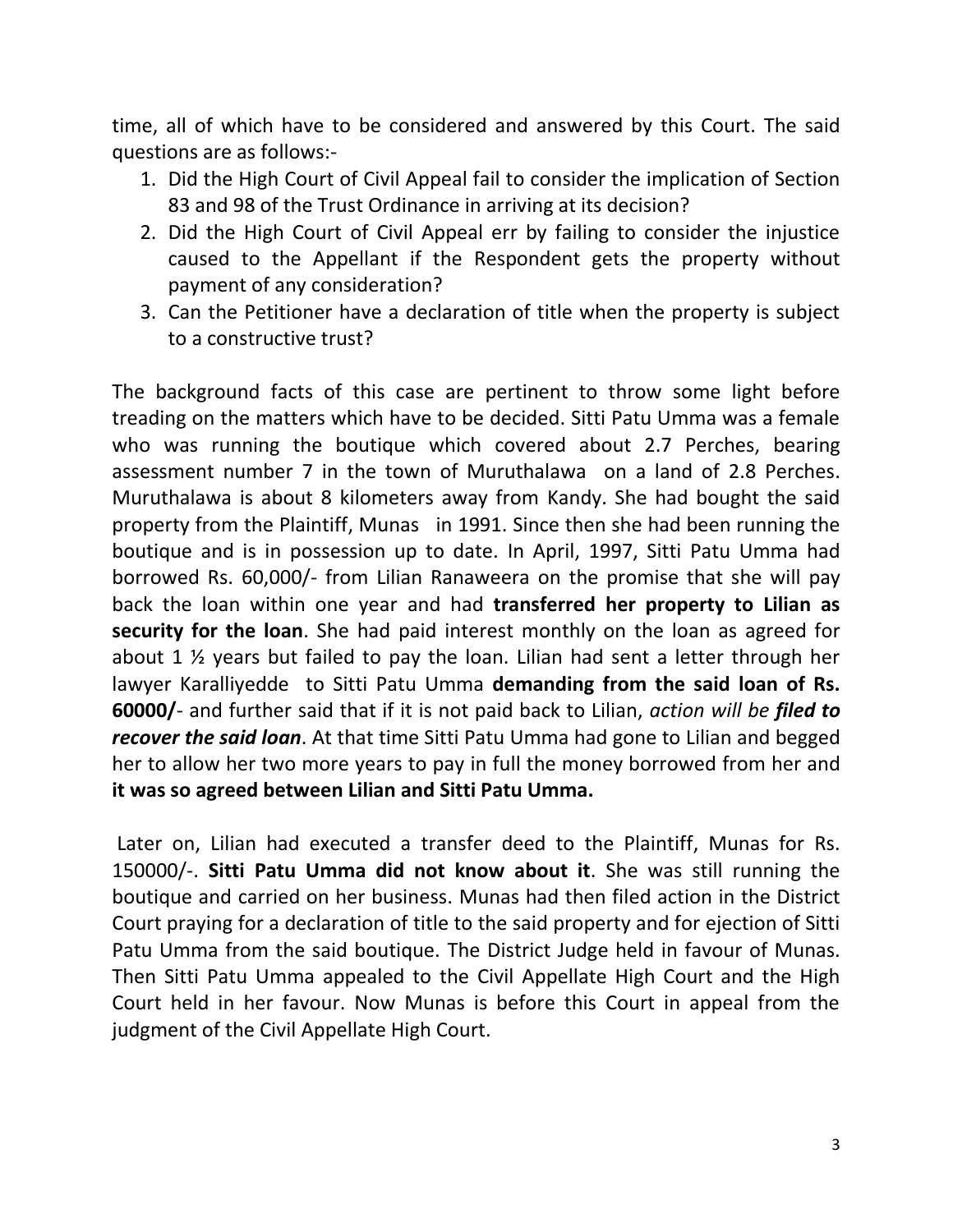time, all of which have to be considered and answered by this Court. The said questions are as follows:-

1. Did the High Court of Civil Appeal fail to consider the implication of Section 83 and 98 of the Trust Ordinance in arriving at its decision?
2. Did the High Court of Civil Appeal err by failing to consider the injustice caused to the Appellant if the Respondent gets the property without payment of any consideration?
3. Can the Petitioner have a declaration of title when the property is subject to a constructive trust?

The background facts of this case are pertinent to throw some light before treading on the matters which have to be decided. Sitti Patu Umma was a female who was running the boutique which covered about 2.7 Perches, bearing assessment number 7 in the town of Muruthalawa on a land of 2.8 Perches. Muruthalawa is about 8 kilometers away from Kandy. She had bought the said property from the Plaintiff, Munas in 1991. Since then she had been running the boutique and is in possession up to date. In April, 1997, Sitti Patu Umma had borrowed Rs. 60,000/- from Lilian Ranaweera on the promise that she will pay back the loan within one year and had **transferred her property to Lilian as security for the loan**. She had paid interest monthly on the loan as agreed for about 1 ½ years but failed to pay the loan. Lilian had sent a letter through her lawyer Karalliyedde to Sitti Patu Umma **demanding from the said loan of Rs. 60000/**- and further said that if it is not paid back to Lilian, *action will be **filed to recover the said loan***. At that time Sitti Patu Umma had gone to Lilian and begged her to allow her two more years to pay in full the money borrowed from her and **it was so agreed between Lilian and Sitti Patu Umma.**

Later on, Lilian had executed a transfer deed to the Plaintiff, Munas for Rs. 150000/-. **Sitti Patu Umma did not know about it**. She was still running the boutique and carried on her business. Munas had then filed action in the District Court praying for a declaration of title to the said property and for ejection of Sitti Patu Umma from the said boutique. The District Judge held in favour of Munas. Then Sitti Patu Umma appealed to the Civil Appellate High Court and the High Court held in her favour. Now Munas is before this Court in appeal from the judgment of the Civil Appellate High Court.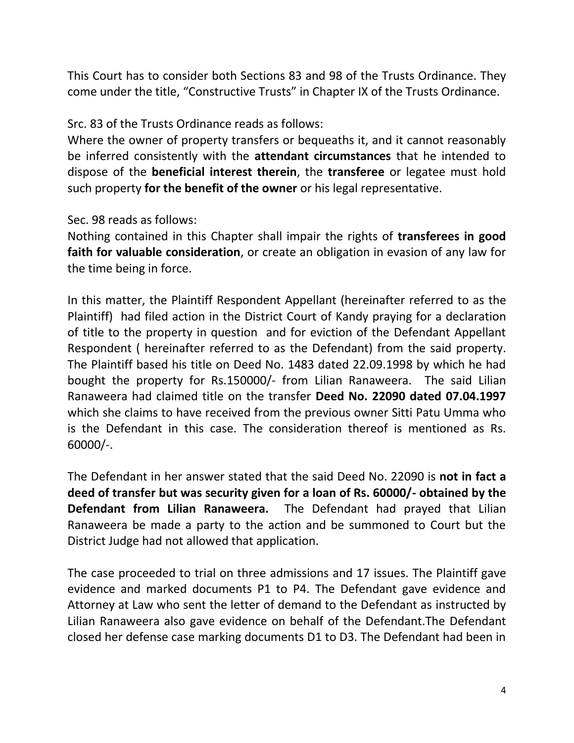This Court has to consider both Sections 83 and 98 of the Trusts Ordinance. They come under the title, "Constructive Trusts" in Chapter IX of the Trusts Ordinance.

Src. 83 of the Trusts Ordinance reads as follows:
Where the owner of property transfers or bequeaths it, and it cannot reasonably be inferred consistently with the **attendant circumstances** that he intended to dispose of the **beneficial interest therein**, the **transferee** or legatee must hold such property **for the benefit of the owner** or his legal representative.

Sec. 98 reads as follows:
Nothing contained in this Chapter shall impair the rights of **transferees in good faith for valuable consideration**, or create an obligation in evasion of any law for the time being in force.

In this matter, the Plaintiff Respondent Appellant (hereinafter referred to as the Plaintiff) had filed action in the District Court of Kandy praying for a declaration of title to the property in question and for eviction of the Defendant Appellant Respondent ( hereinafter referred to as the Defendant) from the said property. The Plaintiff based his title on Deed No. 1483 dated 22.09.1998 by which he had bought the property for Rs.150000/- from Lilian Ranaweera. The said Lilian Ranaweera had claimed title on the transfer **Deed No. 22090 dated 07.04.1997** which she claims to have received from the previous owner Sitti Patu Umma who is the Defendant in this case. The consideration thereof is mentioned as Rs. 60000/-.

The Defendant in her answer stated that the said Deed No. 22090 is **not in fact a deed of transfer but was security given for a loan of Rs. 60000/- obtained by the Defendant from Lilian Ranaweera.** The Defendant had prayed that Lilian Ranaweera be made a party to the action and be summoned to Court but the District Judge had not allowed that application.

The case proceeded to trial on three admissions and 17 issues. The Plaintiff gave evidence and marked documents P1 to P4. The Defendant gave evidence and Attorney at Law who sent the letter of demand to the Defendant as instructed by Lilian Ranaweera also gave evidence on behalf of the Defendant.The Defendant closed her defense case marking documents D1 to D3. The Defendant had been in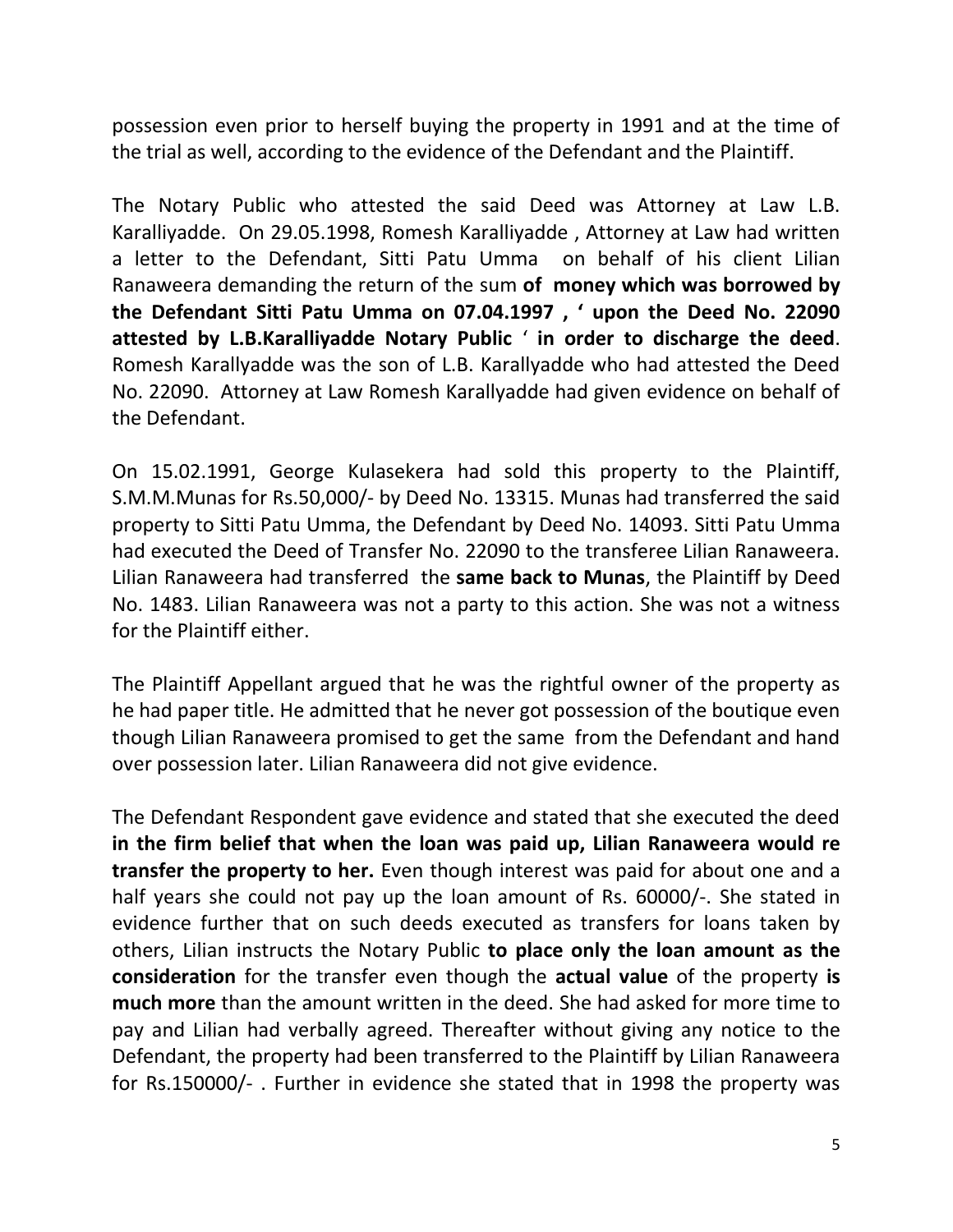possession even prior to herself buying the property in 1991 and at the time of the trial as well, according to the evidence of the Defendant and the Plaintiff.

The Notary Public who attested the said Deed was Attorney at Law L.B. Karalliyadde. On 29.05.1998, Romesh Karalliyadde , Attorney at Law had written a letter to the Defendant, Sitti Patu Umma on behalf of his client Lilian Ranaweera demanding the return of the sum **of money which was borrowed by the Defendant Sitti Patu Umma on 07.04.1997 , ' upon the Deed No. 22090 attested by L.B.Karalliyadde Notary Public ' in order to discharge the deed**. Romesh Karallyadde was the son of L.B. Karallyadde who had attested the Deed No. 22090. Attorney at Law Romesh Karallyadde had given evidence on behalf of the Defendant.

On 15.02.1991, George Kulasekera had sold this property to the Plaintiff, S.M.M.Munas for Rs.50,000/- by Deed No. 13315. Munas had transferred the said property to Sitti Patu Umma, the Defendant by Deed No. 14093. Sitti Patu Umma had executed the Deed of Transfer No. 22090 to the transferee Lilian Ranaweera. Lilian Ranaweera had transferred the **same back to Munas**, the Plaintiff by Deed No. 1483. Lilian Ranaweera was not a party to this action. She was not a witness for the Plaintiff either.

The Plaintiff Appellant argued that he was the rightful owner of the property as he had paper title. He admitted that he never got possession of the boutique even though Lilian Ranaweera promised to get the same from the Defendant and hand over possession later. Lilian Ranaweera did not give evidence.

The Defendant Respondent gave evidence and stated that she executed the deed **in the firm belief that when the loan was paid up, Lilian Ranaweera would re transfer the property to her.** Even though interest was paid for about one and a half years she could not pay up the loan amount of Rs. 60000/-. She stated in evidence further that on such deeds executed as transfers for loans taken by others, Lilian instructs the Notary Public **to place only the loan amount as the consideration** for the transfer even though the **actual value** of the property **is much more** than the amount written in the deed. She had asked for more time to pay and Lilian had verbally agreed. Thereafter without giving any notice to the Defendant, the property had been transferred to the Plaintiff by Lilian Ranaweera for Rs.150000/- . Further in evidence she stated that in 1998 the property was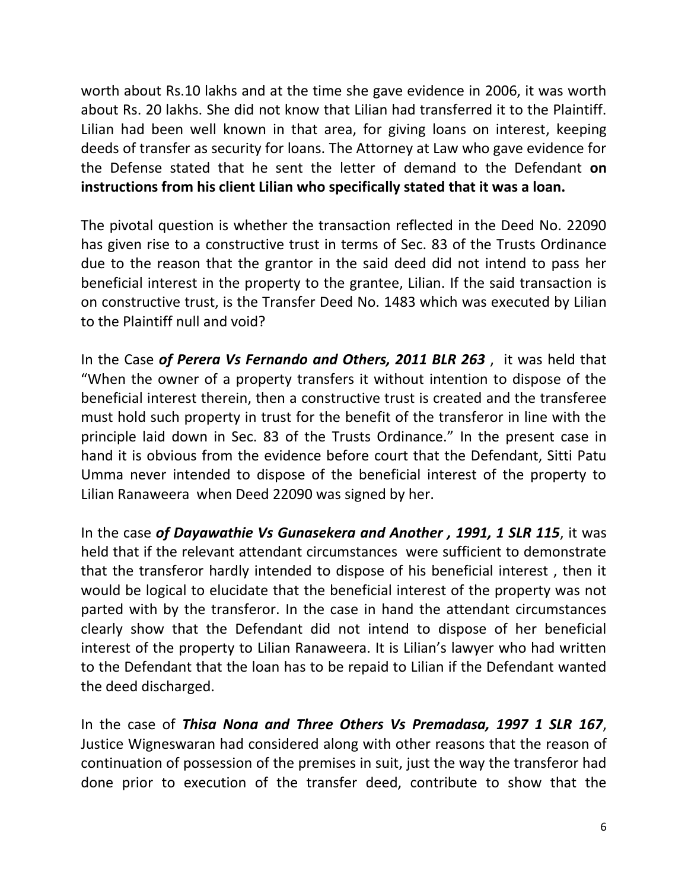worth about Rs.10 lakhs and at the time she gave evidence in 2006, it was worth about Rs. 20 lakhs. She did not know that Lilian had transferred it to the Plaintiff. Lilian had been well known in that area, for giving loans on interest, keeping deeds of transfer as security for loans. The Attorney at Law who gave evidence for the Defense stated that he sent the letter of demand to the Defendant **on instructions from his client Lilian who specifically stated that it was a loan.**

The pivotal question is whether the transaction reflected in the Deed No. 22090 has given rise to a constructive trust in terms of Sec. 83 of the Trusts Ordinance due to the reason that the grantor in the said deed did not intend to pass her beneficial interest in the property to the grantee, Lilian. If the said transaction is on constructive trust, is the Transfer Deed No. 1483 which was executed by Lilian to the Plaintiff null and void?

In the Case ***of Perera Vs Fernando and Others, 2011 BLR 263*** , it was held that "When the owner of a property transfers it without intention to dispose of the beneficial interest therein, then a constructive trust is created and the transferee must hold such property in trust for the benefit of the transferor in line with the principle laid down in Sec. 83 of the Trusts Ordinance." In the present case in hand it is obvious from the evidence before court that the Defendant, Sitti Patu Umma never intended to dispose of the beneficial interest of the property to Lilian Ranaweera when Deed 22090 was signed by her.

In the case ***of Dayawathie Vs Gunasekera and Another , 1991, 1 SLR 115***, it was held that if the relevant attendant circumstances were sufficient to demonstrate that the transferor hardly intended to dispose of his beneficial interest , then it would be logical to elucidate that the beneficial interest of the property was not parted with by the transferor. In the case in hand the attendant circumstances clearly show that the Defendant did not intend to dispose of her beneficial interest of the property to Lilian Ranaweera. It is Lilian's lawyer who had written to the Defendant that the loan has to be repaid to Lilian if the Defendant wanted the deed discharged.

In the case of ***Thisa Nona and Three Others Vs Premadasa, 1997 1 SLR 167***, Justice Wigneswaran had considered along with other reasons that the reason of continuation of possession of the premises in suit, just the way the transferor had done prior to execution of the transfer deed, contribute to show that the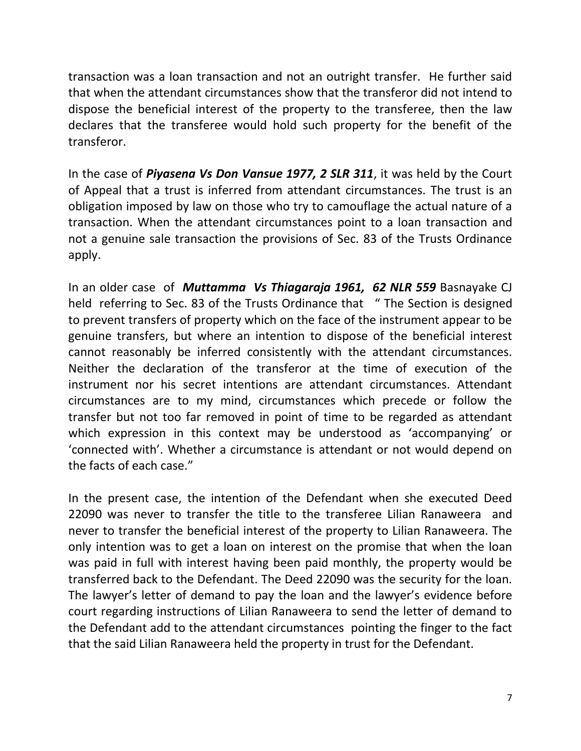transaction was a loan transaction and not an outright transfer. He further said that when the attendant circumstances show that the transferor did not intend to dispose the beneficial interest of the property to the transferee, then the law declares that the transferee would hold such property for the benefit of the transferor.

In the case of ***Piyasena Vs Don Vansue 1977, 2 SLR 311***, it was held by the Court of Appeal that a trust is inferred from attendant circumstances. The trust is an obligation imposed by law on those who try to camouflage the actual nature of a transaction. When the attendant circumstances point to a loan transaction and not a genuine sale transaction the provisions of Sec. 83 of the Trusts Ordinance apply.

In an older case of ***Muttamma Vs Thiagaraja 1961, 62 NLR 559*** Basnayake CJ held referring to Sec. 83 of the Trusts Ordinance that " The Section is designed to prevent transfers of property which on the face of the instrument appear to be genuine transfers, but where an intention to dispose of the beneficial interest cannot reasonably be inferred consistently with the attendant circumstances. Neither the declaration of the transferor at the time of execution of the instrument nor his secret intentions are attendant circumstances. Attendant circumstances are to my mind, circumstances which precede or follow the transfer but not too far removed in point of time to be regarded as attendant which expression in this context may be understood as 'accompanying' or 'connected with'. Whether a circumstance is attendant or not would depend on the facts of each case."

In the present case, the intention of the Defendant when she executed Deed 22090 was never to transfer the title to the transferee Lilian Ranaweera and never to transfer the beneficial interest of the property to Lilian Ranaweera. The only intention was to get a loan on interest on the promise that when the loan was paid in full with interest having been paid monthly, the property would be transferred back to the Defendant. The Deed 22090 was the security for the loan. The lawyer's letter of demand to pay the loan and the lawyer's evidence before court regarding instructions of Lilian Ranaweera to send the letter of demand to the Defendant add to the attendant circumstances pointing the finger to the fact that the said Lilian Ranaweera held the property in trust for the Defendant.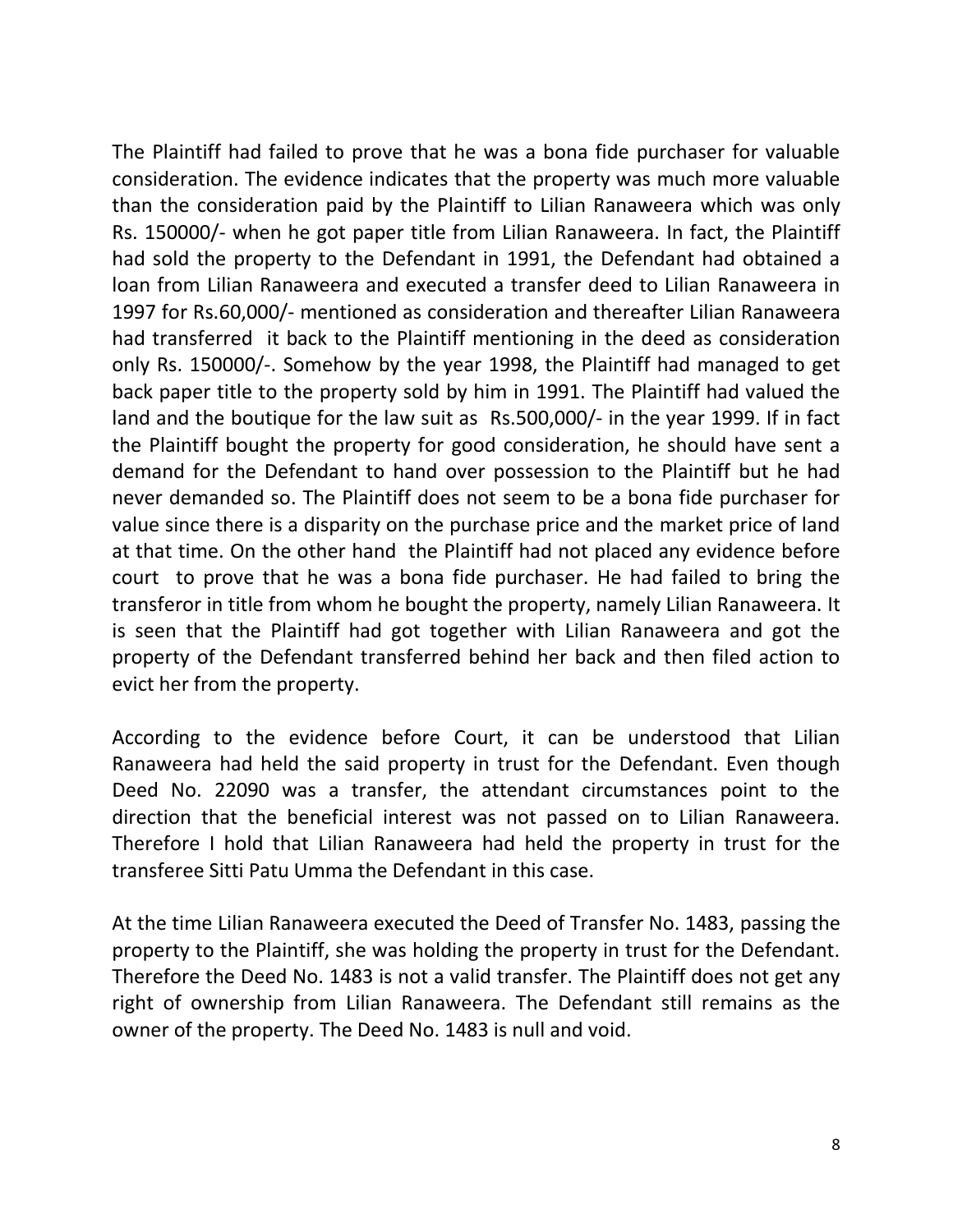The Plaintiff had failed to prove that he was a bona fide purchaser for valuable consideration. The evidence indicates that the property was much more valuable than the consideration paid by the Plaintiff to Lilian Ranaweera which was only Rs. 150000/- when he got paper title from Lilian Ranaweera. In fact, the Plaintiff had sold the property to the Defendant in 1991, the Defendant had obtained a loan from Lilian Ranaweera and executed a transfer deed to Lilian Ranaweera in 1997 for Rs.60,000/- mentioned as consideration and thereafter Lilian Ranaweera had transferred it back to the Plaintiff mentioning in the deed as consideration only Rs. 150000/-. Somehow by the year 1998, the Plaintiff had managed to get back paper title to the property sold by him in 1991. The Plaintiff had valued the land and the boutique for the law suit as Rs.500,000/- in the year 1999. If in fact the Plaintiff bought the property for good consideration, he should have sent a demand for the Defendant to hand over possession to the Plaintiff but he had never demanded so. The Plaintiff does not seem to be a bona fide purchaser for value since there is a disparity on the purchase price and the market price of land at that time. On the other hand the Plaintiff had not placed any evidence before court to prove that he was a bona fide purchaser. He had failed to bring the transferor in title from whom he bought the property, namely Lilian Ranaweera. It is seen that the Plaintiff had got together with Lilian Ranaweera and got the property of the Defendant transferred behind her back and then filed action to evict her from the property.

According to the evidence before Court, it can be understood that Lilian Ranaweera had held the said property in trust for the Defendant. Even though Deed No. 22090 was a transfer, the attendant circumstances point to the direction that the beneficial interest was not passed on to Lilian Ranaweera. Therefore I hold that Lilian Ranaweera had held the property in trust for the transferee Sitti Patu Umma the Defendant in this case.

At the time Lilian Ranaweera executed the Deed of Transfer No. 1483, passing the property to the Plaintiff, she was holding the property in trust for the Defendant. Therefore the Deed No. 1483 is not a valid transfer. The Plaintiff does not get any right of ownership from Lilian Ranaweera. The Defendant still remains as the owner of the property. The Deed No. 1483 is null and void.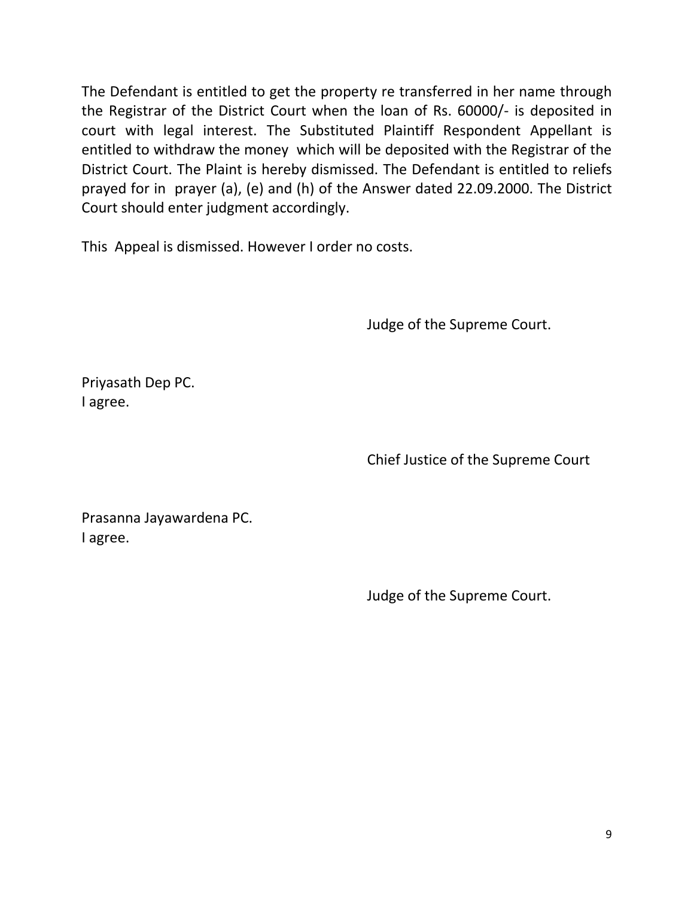The Defendant is entitled to get the property re transferred in her name through the Registrar of the District Court when the loan of Rs. 60000/- is deposited in court with legal interest. The Substituted Plaintiff Respondent Appellant is entitled to withdraw the money which will be deposited with the Registrar of the District Court. The Plaint is hereby dismissed. The Defendant is entitled to reliefs prayed for in prayer (a), (e) and (h) of the Answer dated 22.09.2000. The District Court should enter judgment accordingly.

This Appeal is dismissed. However I order no costs.

Judge of the Supreme Court.

Priyasath Dep PC.
I agree.

Chief Justice of the Supreme Court

Prasanna Jayawardena PC.
I agree.

Judge of the Supreme Court.